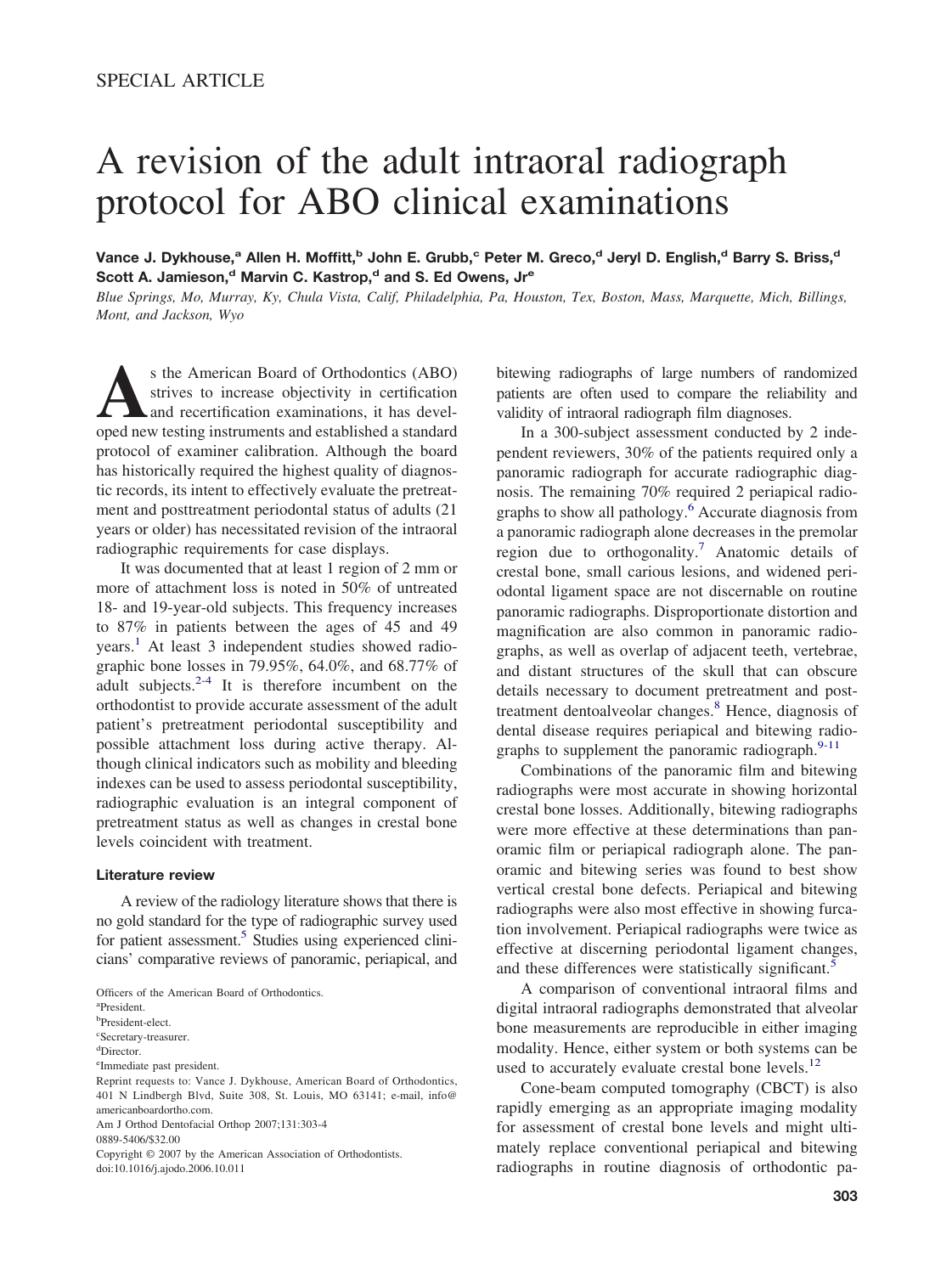SPECIAL ARTICLE

# A revision of the adult intraoral radiograph protocol for ABO clinical examinations

**Vance J. Dykhouse,[a] Allen H. Moffitt,[b] John E. Grubb,[c] Peter M. Greco,[d] Jeryl D. English,[d] Barry S. Briss,[d] Scott A. Jamieson,[d] Marvin C. Kastrop,[d] and S. Ed Owens, Jr[e]**

*Blue Springs, Mo, Murray, Ky, Chula Vista, Calif, Philadelphia, Pa, Houston, Tex, Boston, Mass, Marquette, Mich, Billings, Mont, and Jackson, Wyo*

As the American Board of Orthodontics (ABO) strives to increase objectivity in certification and recertification examinations, it has developed new testing instruments and established a standard protocol of examiner calibration. Although the board has historically required the highest quality of diagnostic records, its intent to effectively evaluate the pretreatment and posttreatment periodontal status of adults (21 years or older) has necessitated revision of the intraoral radiographic requirements for case displays.

It was documented that at least 1 region of 2 mm or more of attachment loss is noted in 50% of untreated 18- and 19-year-old subjects. This frequency increases to 87% in patients between the ages of 45 and 49 years.[1] At least 3 independent studies showed radiographic bone losses in 79.95%, 64.0%, and 68.77% of adult subjects.[2-4] It is therefore incumbent on the orthodontist to provide accurate assessment of the adult patient's pretreatment periodontal susceptibility and possible attachment loss during active therapy. Although clinical indicators such as mobility and bleeding indexes can be used to assess periodontal susceptibility, radiographic evaluation is an integral component of pretreatment status as well as changes in crestal bone levels coincident with treatment.

### Literature review

A review of the radiology literature shows that there is no gold standard for the type of radiographic survey used for patient assessment.[5] Studies using experienced clinicians' comparative reviews of panoramic, periapical, and bitewing radiographs of large numbers of randomized patients are often used to compare the reliability and validity of intraoral radiograph film diagnoses.

In a 300-subject assessment conducted by 2 independent reviewers, 30% of the patients required only a panoramic radiograph for accurate radiographic diagnosis. The remaining 70% required 2 periapical radiographs to show all pathology.[6] Accurate diagnosis from a panoramic radiograph alone decreases in the premolar region due to orthogonality.[7] Anatomic details of crestal bone, small carious lesions, and widened periodontal ligament space are not discernable on routine panoramic radiographs. Disproportionate distortion and magnification are also common in panoramic radiographs, as well as overlap of adjacent teeth, vertebrae, and distant structures of the skull that can obscure details necessary to document pretreatment and posttreatment dentoalveolar changes.[8] Hence, diagnosis of dental disease requires periapical and bitewing radiographs to supplement the panoramic radiograph.[9-11]

Combinations of the panoramic film and bitewing radiographs were most accurate in showing horizontal crestal bone losses. Additionally, bitewing radiographs were more effective at these determinations than panoramic film or periapical radiograph alone. The panoramic and bitewing series was found to best show vertical crestal bone defects. Periapical and bitewing radiographs were also most effective in showing furcation involvement. Periapical radiographs were twice as effective at discerning periodontal ligament changes, and these differences were statistically significant.[5]

A comparison of conventional intraoral films and digital intraoral radiographs demonstrated that alveolar bone measurements are reproducible in either imaging modality. Hence, either system or both systems can be used to accurately evaluate crestal bone levels.[12]

Cone-beam computed tomography (CBCT) is also rapidly emerging as an appropriate imaging modality for assessment of crestal bone levels and might ultimately replace conventional periapical and bitewing radiographs in routine diagnosis of orthodontic pa-

Officers of the American Board of Orthodontics.
[a]President.
[b]President-elect.
[c]Secretary-treasurer.
[d]Director.
[e]Immediate past president.
Reprint requests to: Vance J. Dykhouse, American Board of Orthodontics, 401 N Lindbergh Blvd, Suite 308, St. Louis, MO 63141; e-mail, info@americanboardortho.com.
Am J Orthod Dentofacial Orthop 2007;131:303-4
0889-5406/$32.00
Copyright © 2007 by the American Association of Orthodontists.
doi:10.1016/j.ajodo.2006.10.011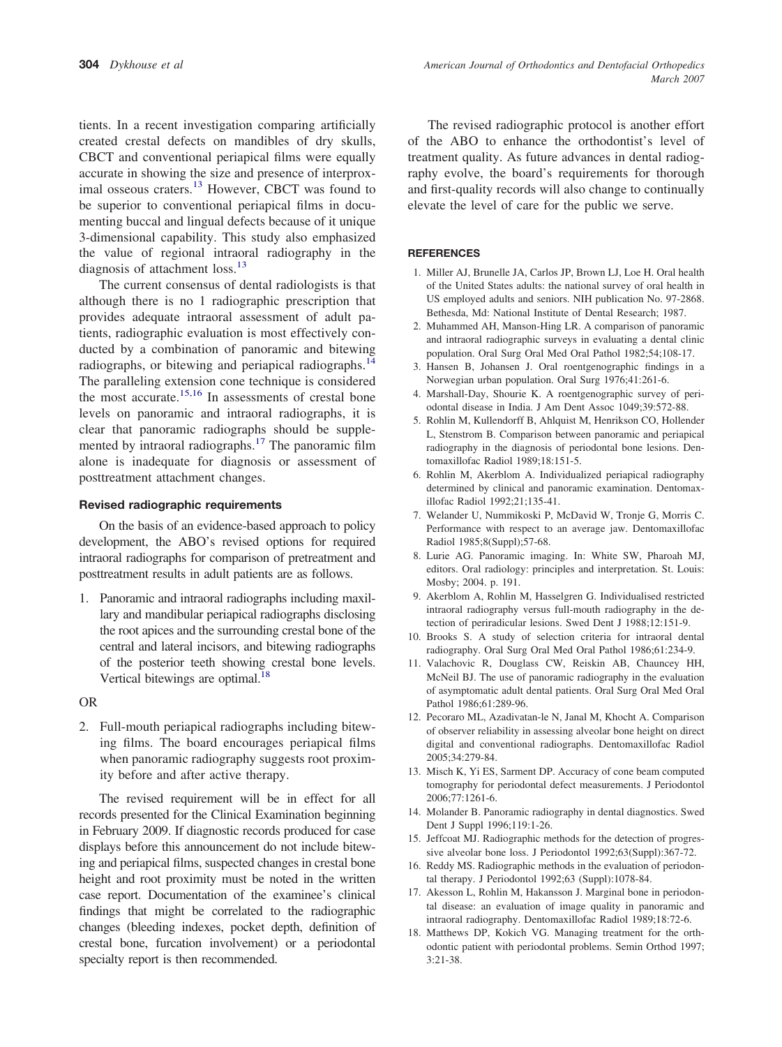tients. In a recent investigation comparing artificially created crestal defects on mandibles of dry skulls, CBCT and conventional periapical films were equally accurate in showing the size and presence of interproximal osseous craters.[13] However, CBCT was found to be superior to conventional periapical films in documenting buccal and lingual defects because of it unique 3-dimensional capability. This study also emphasized the value of regional intraoral radiography in the diagnosis of attachment loss.[13]

The current consensus of dental radiologists is that although there is no 1 radiographic prescription that provides adequate intraoral assessment of adult patients, radiographic evaluation is most effectively conducted by a combination of panoramic and bitewing radiographs, or bitewing and periapical radiographs.[14] The paralleling extension cone technique is considered the most accurate.[15,16] In assessments of crestal bone levels on panoramic and intraoral radiographs, it is clear that panoramic radiographs should be supplemented by intraoral radiographs.[17] The panoramic film alone is inadequate for diagnosis or assessment of posttreatment attachment changes.

### Revised radiographic requirements

On the basis of an evidence-based approach to policy development, the ABO's revised options for required intraoral radiographs for comparison of pretreatment and posttreatment results in adult patients are as follows.

1. Panoramic and intraoral radiographs including maxillary and mandibular periapical radiographs disclosing the root apices and the surrounding crestal bone of the central and lateral incisors, and bitewing radiographs of the posterior teeth showing crestal bone levels. Vertical bitewings are optimal.[18]

OR

2. Full-mouth periapical radiographs including bitewing films. The board encourages periapical films when panoramic radiography suggests root proximity before and after active therapy.

The revised requirement will be in effect for all records presented for the Clinical Examination beginning in February 2009. If diagnostic records produced for case displays before this announcement do not include bitewing and periapical films, suspected changes in crestal bone height and root proximity must be noted in the written case report. Documentation of the examinee's clinical findings that might be correlated to the radiographic changes (bleeding indexes, pocket depth, definition of crestal bone, furcation involvement) or a periodontal specialty report is then recommended.

The revised radiographic protocol is another effort of the ABO to enhance the orthodontist's level of treatment quality. As future advances in dental radiography evolve, the board's requirements for thorough and first-quality records will also change to continually elevate the level of care for the public we serve.

### REFERENCES

1. Miller AJ, Brunelle JA, Carlos JP, Brown LJ, Loe H. Oral health of the United States adults: the national survey of oral health in US employed adults and seniors. NIH publication No. 97-2868. Bethesda, Md: National Institute of Dental Research; 1987.
2. Muhammed AH, Manson-Hing LR. A comparison of panoramic and intraoral radiographic surveys in evaluating a dental clinic population. Oral Surg Oral Med Oral Pathol 1982;54;108-17.
3. Hansen B, Johansen J. Oral roentgenographic findings in a Norwegian urban population. Oral Surg 1976;41:261-6.
4. Marshall-Day, Shourie K. A roentgenographic survey of periodontal disease in India. J Am Dent Assoc 1049;39:572-88.
5. Rohlin M, Kullendorff B, Ahlquist M, Henrikson CO, Hollender L, Stenstrom B. Comparison between panoramic and periapical radiography in the diagnosis of periodontal bone lesions. Dentomaxillofac Radiol 1989;18:151-5.
6. Rohlin M, Akerblom A. Individualized periapical radiography determined by clinical and panoramic examination. Dentomaxillofac Radiol 1992;21;135-41.
7. Welander U, Nummikoski P, McDavid W, Tronje G, Morris C. Performance with respect to an average jaw. Dentomaxillofac Radiol 1985;8(Suppl);57-68.
8. Lurie AG. Panoramic imaging. In: White SW, Pharoah MJ, editors. Oral radiology: principles and interpretation. St. Louis: Mosby; 2004. p. 191.
9. Akerblom A, Rohlin M, Hasselgren G. Individualised restricted intraoral radiography versus full-mouth radiography in the detection of periradicular lesions. Swed Dent J 1988;12:151-9.
10. Brooks S. A study of selection criteria for intraoral dental radiography. Oral Surg Oral Med Oral Pathol 1986;61:234-9.
11. Valachovic R, Douglass CW, Reiskin AB, Chauncey HH, McNeil BJ. The use of panoramic radiography in the evaluation of asymptomatic adult dental patients. Oral Surg Oral Med Oral Pathol 1986;61:289-96.
12. Pecoraro ML, Azadivatan-le N, Janal M, Khocht A. Comparison of observer reliability in assessing alveolar bone height on direct digital and conventional radiographs. Dentomaxillofac Radiol 2005;34:279-84.
13. Misch K, Yi ES, Sarment DP. Accuracy of cone beam computed tomography for periodontal defect measurements. J Periodontol 2006;77:1261-6.
14. Molander B. Panoramic radiography in dental diagnostics. Swed Dent J Suppl 1996;119:1-26.
15. Jeffcoat MJ. Radiographic methods for the detection of progressive alveolar bone loss. J Periodontol 1992;63(Suppl):367-72.
16. Reddy MS. Radiographic methods in the evaluation of periodontal therapy. J Periodontol 1992;63 (Suppl):1078-84.
17. Akesson L, Rohlin M, Hakansson J. Marginal bone in periodontal disease: an evaluation of image quality in panoramic and intraoral radiography. Dentomaxillofac Radiol 1989;18:72-6.
18. Matthews DP, Kokich VG. Managing treatment for the orthodontic patient with periodontal problems. Semin Orthod 1997; 3:21-38.